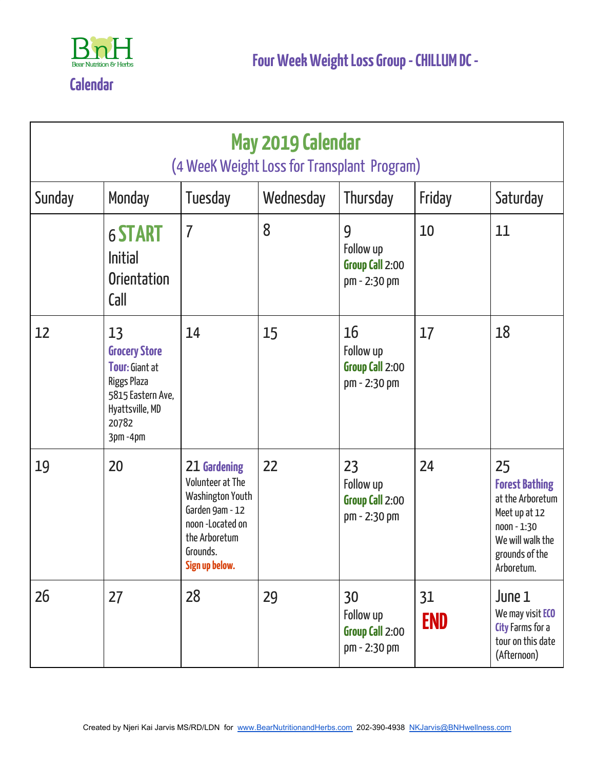BnH
Bear Nutrition & Herbs

**Calendar**

## Four Week Weight Loss Group - CHILLUM DC -

# May 2019 Calendar

(4 WeeK Weight Loss for Transplant Program)

| Sunday | Monday | Tuesday | Wednesday | Thursday | Friday | Saturday |
|---|---|---|---|---|---|---|
| | 6 **START** Initial Orientation Call | 7 | 8 | 9 Follow up **Group Call** 2:00 pm - 2:30 pm | 10 | 11 |
| 12 | 13 **Grocery Store Tour:** Giant at Riggs Plaza 5815 Eastern Ave, Hyattsville, MD 20782 3pm -4pm | 14 | 15 | 16 Follow up **Group Call** 2:00 pm - 2:30 pm | 17 | 18 |
| 19 | 20 | 21 **Gardening** Volunteer at The Washington Youth Garden 9am - 12 noon -Located on the Arboretum Grounds. **Sign up below.** | 22 | 23 Follow up **Group Call** 2:00 pm - 2:30 pm | 24 | 25 **Forest Bathing** at the Arboretum Meet up at 12 noon - 1:30 We will walk the grounds of the Arboretum. |
| 26 | 27 | 28 | 29 | 30 Follow up **Group Call** 2:00 pm - 2:30 pm | 31 **END** | June 1 We may visit **ECO City** Farms for a tour on this date (Afternoon) |

Created by Njeri Kai Jarvis MS/RD/LDN for www.BearNutritionandHerbs.com 202-390-4938 NKJarvis@BNHwellness.com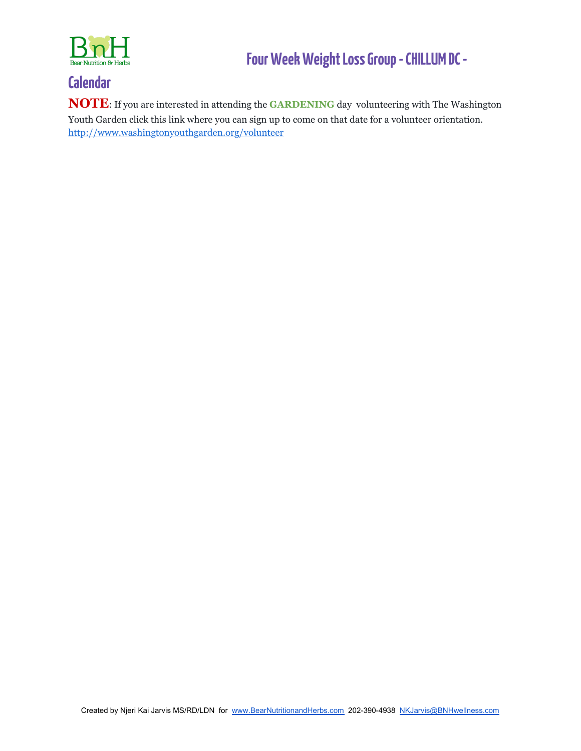BnH
Bear Nutrition & Herbs

## Four Week Weight Loss Group - CHILLUM DC -

## Calendar

**NOTE**: If you are interested in attending the **GARDENING** day volunteering with The Washington Youth Garden click this link where you can sign up to come on that date for a volunteer orientation. http://www.washingtonyouthgarden.org/volunteer

Created by Njeri Kai Jarvis MS/RD/LDN for www.BearNutritionandHerbs.com 202-390-4938 NKJarvis@BNHwellness.com